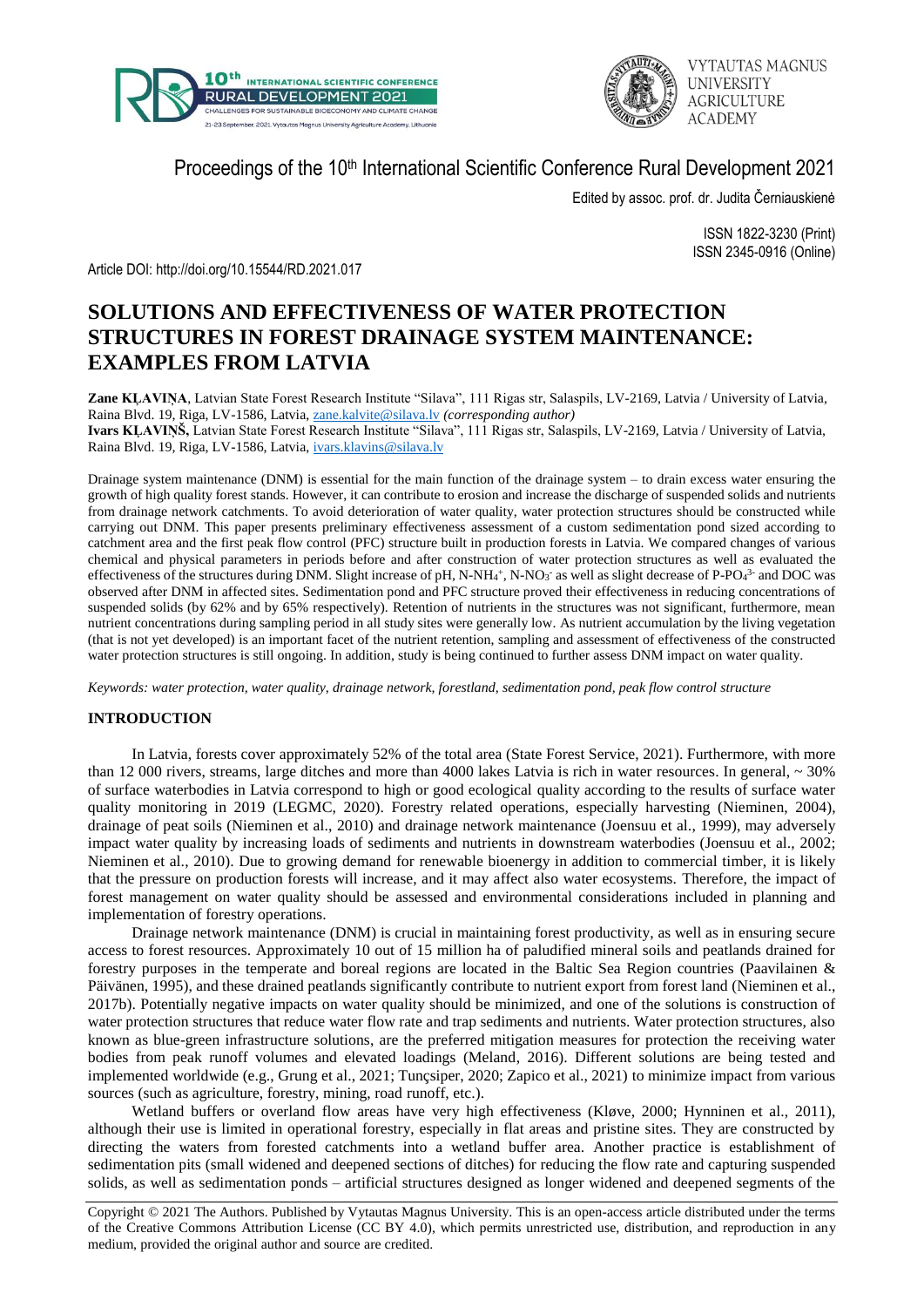Proceedings of the 10th International Scientific Conference Rural Development 2021

Edited by assoc. prof. dr. Judita Černiauskienė

ISSN 1822-3230 (Print)
ISSN 2345-0916 (Online)

Article DOI: http://doi.org/10.15544/RD.2021.017

# SOLUTIONS AND EFFECTIVENESS OF WATER PROTECTION STRUCTURES IN FOREST DRAINAGE SYSTEM MAINTENANCE: EXAMPLES FROM LATVIA

**Zane KĻAVIŅA**, Latvian State Forest Research Institute "Silava", 111 Rigas str, Salaspils, LV-2169, Latvia / University of Latvia, Raina Blvd. 19, Riga, LV-1586, Latvia, zane.kalvite@silava.lv *(corresponding author)*
**Ivars KĻAVIŅŠ,** Latvian State Forest Research Institute "Silava", 111 Rigas str, Salaspils, LV-2169, Latvia / University of Latvia, Raina Blvd. 19, Riga, LV-1586, Latvia, ivars.klavins@silava.lv

Drainage system maintenance (DNM) is essential for the main function of the drainage system – to drain excess water ensuring the growth of high quality forest stands. However, it can contribute to erosion and increase the discharge of suspended solids and nutrients from drainage network catchments. To avoid deterioration of water quality, water protection structures should be constructed while carrying out DNM. This paper presents preliminary effectiveness assessment of a custom sedimentation pond sized according to catchment area and the first peak flow control (PFC) structure built in production forests in Latvia. We compared changes of various chemical and physical parameters in periods before and after construction of water protection structures as well as evaluated the effectiveness of the structures during DNM. Slight increase of pH, N-$NH_4^+$, N-$NO_3^-$ as well as slight decrease of P-$PO_4^{3-}$ and DOC was observed after DNM in affected sites. Sedimentation pond and PFC structure proved their effectiveness in reducing concentrations of suspended solids (by 62% and by 65% respectively). Retention of nutrients in the structures was not significant, furthermore, mean nutrient concentrations during sampling period in all study sites were generally low. As nutrient accumulation by the living vegetation (that is not yet developed) is an important facet of the nutrient retention, sampling and assessment of effectiveness of the constructed water protection structures is still ongoing. In addition, study is being continued to further assess DNM impact on water quality.

*Keywords: water protection, water quality, drainage network, forestland, sedimentation pond, peak flow control structure*

## INTRODUCTION

In Latvia, forests cover approximately 52% of the total area (State Forest Service, 2021). Furthermore, with more than 12 000 rivers, streams, large ditches and more than 4000 lakes Latvia is rich in water resources. In general, ~ 30% of surface waterbodies in Latvia correspond to high or good ecological quality according to the results of surface water quality monitoring in 2019 (LEGMC, 2020). Forestry related operations, especially harvesting (Nieminen, 2004), drainage of peat soils (Nieminen et al., 2010) and drainage network maintenance (Joensuu et al., 1999), may adversely impact water quality by increasing loads of sediments and nutrients in downstream waterbodies (Joensuu et al., 2002; Nieminen et al., 2010). Due to growing demand for renewable bioenergy in addition to commercial timber, it is likely that the pressure on production forests will increase, and it may affect also water ecosystems. Therefore, the impact of forest management on water quality should be assessed and environmental considerations included in planning and implementation of forestry operations.

Drainage network maintenance (DNM) is crucial in maintaining forest productivity, as well as in ensuring secure access to forest resources. Approximately 10 out of 15 million ha of paludified mineral soils and peatlands drained for forestry purposes in the temperate and boreal regions are located in the Baltic Sea Region countries (Paavilainen & Päivänen, 1995), and these drained peatlands significantly contribute to nutrient export from forest land (Nieminen et al., 2017b). Potentially negative impacts on water quality should be minimized, and one of the solutions is construction of water protection structures that reduce water flow rate and trap sediments and nutrients. Water protection structures, also known as blue-green infrastructure solutions, are the preferred mitigation measures for protection the receiving water bodies from peak runoff volumes and elevated loadings (Meland, 2016). Different solutions are being tested and implemented worldwide (e.g., Grung et al., 2021; Tunçsiper, 2020; Zapico et al., 2021) to minimize impact from various sources (such as agriculture, forestry, mining, road runoff, etc.).

Wetland buffers or overland flow areas have very high effectiveness (Kløve, 2000; Hynninen et al., 2011), although their use is limited in operational forestry, especially in flat areas and pristine sites. They are constructed by directing the waters from forested catchments into a wetland buffer area. Another practice is establishment of sedimentation pits (small widened and deepened sections of ditches) for reducing the flow rate and capturing suspended solids, as well as sedimentation ponds – artificial structures designed as longer widened and deepened segments of the

Copyright © 2021 The Authors. Published by Vytautas Magnus University. This is an open-access article distributed under the terms of the Creative Commons Attribution License (CC BY 4.0), which permits unrestricted use, distribution, and reproduction in any medium, provided the original author and source are credited.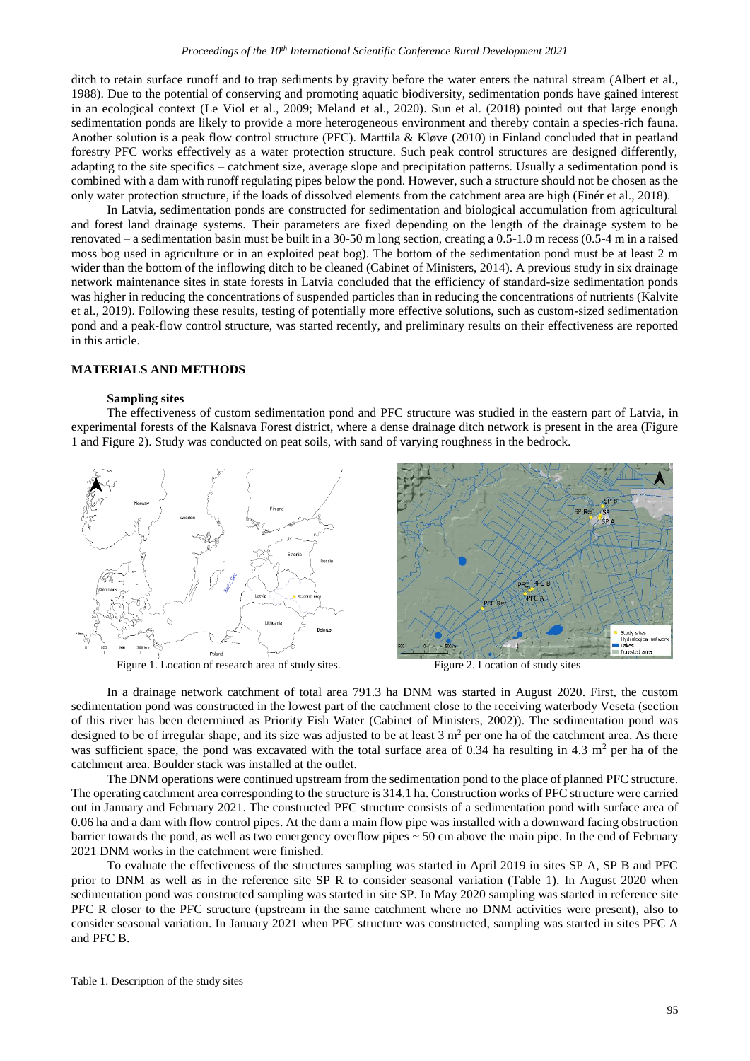ditch to retain surface runoff and to trap sediments by gravity before the water enters the natural stream (Albert et al., 1988). Due to the potential of conserving and promoting aquatic biodiversity, sedimentation ponds have gained interest in an ecological context (Le Viol et al., 2009; Meland et al., 2020). Sun et al. (2018) pointed out that large enough sedimentation ponds are likely to provide a more heterogeneous environment and thereby contain a species-rich fauna. Another solution is a peak flow control structure (PFC). Marttila & Kløve (2010) in Finland concluded that in peatland forestry PFC works effectively as a water protection structure. Such peak control structures are designed differently, adapting to the site specifics – catchment size, average slope and precipitation patterns. Usually a sedimentation pond is combined with a dam with runoff regulating pipes below the pond. However, such a structure should not be chosen as the only water protection structure, if the loads of dissolved elements from the catchment area are high (Finér et al., 2018).

In Latvia, sedimentation ponds are constructed for sedimentation and biological accumulation from agricultural and forest land drainage systems. Their parameters are fixed depending on the length of the drainage system to be renovated – a sedimentation basin must be built in a 30-50 m long section, creating a 0.5-1.0 m recess (0.5-4 m in a raised moss bog used in agriculture or in an exploited peat bog). The bottom of the sedimentation pond must be at least 2 m wider than the bottom of the inflowing ditch to be cleaned (Cabinet of Ministers, 2014). A previous study in six drainage network maintenance sites in state forests in Latvia concluded that the efficiency of standard-size sedimentation ponds was higher in reducing the concentrations of suspended particles than in reducing the concentrations of nutrients (Kalvite et al., 2019). Following these results, testing of potentially more effective solutions, such as custom-sized sedimentation pond and a peak-flow control structure, was started recently, and preliminary results on their effectiveness are reported in this article.

## MATERIALS AND METHODS

### Sampling sites

The effectiveness of custom sedimentation pond and PFC structure was studied in the eastern part of Latvia, in experimental forests of the Kalsnava Forest district, where a dense drainage ditch network is present in the area (Figure 1 and Figure 2). Study was conducted on peat soils, with sand of varying roughness in the bedrock.

Figure 1. Location of research area of study sites.

Figure 2. Location of study sites

In a drainage network catchment of total area 791.3 ha DNM was started in August 2020. First, the custom sedimentation pond was constructed in the lowest part of the catchment close to the receiving waterbody Veseta (section of this river has been determined as Priority Fish Water (Cabinet of Ministers, 2002)). The sedimentation pond was designed to be of irregular shape, and its size was adjusted to be at least 3 $m^2$ per one ha of the catchment area. As there was sufficient space, the pond was excavated with the total surface area of 0.34 ha resulting in 4.3 $m^2$ per ha of the catchment area. Boulder stack was installed at the outlet.

The DNM operations were continued upstream from the sedimentation pond to the place of planned PFC structure. The operating catchment area corresponding to the structure is 314.1 ha. Construction works of PFC structure were carried out in January and February 2021. The constructed PFC structure consists of a sedimentation pond with surface area of 0.06 ha and a dam with flow control pipes. At the dam a main flow pipe was installed with a downward facing obstruction barrier towards the pond, as well as two emergency overflow pipes ~ 50 cm above the main pipe. In the end of February 2021 DNM works in the catchment were finished.

To evaluate the effectiveness of the structures sampling was started in April 2019 in sites SP A, SP B and PFC prior to DNM as well as in the reference site SP R to consider seasonal variation (Table 1). In August 2020 when sedimentation pond was constructed sampling was started in site SP. In May 2020 sampling was started in reference site PFC R closer to the PFC structure (upstream in the same catchment where no DNM activities were present), also to consider seasonal variation. In January 2021 when PFC structure was constructed, sampling was started in sites PFC A and PFC B.

Table 1. Description of the study sites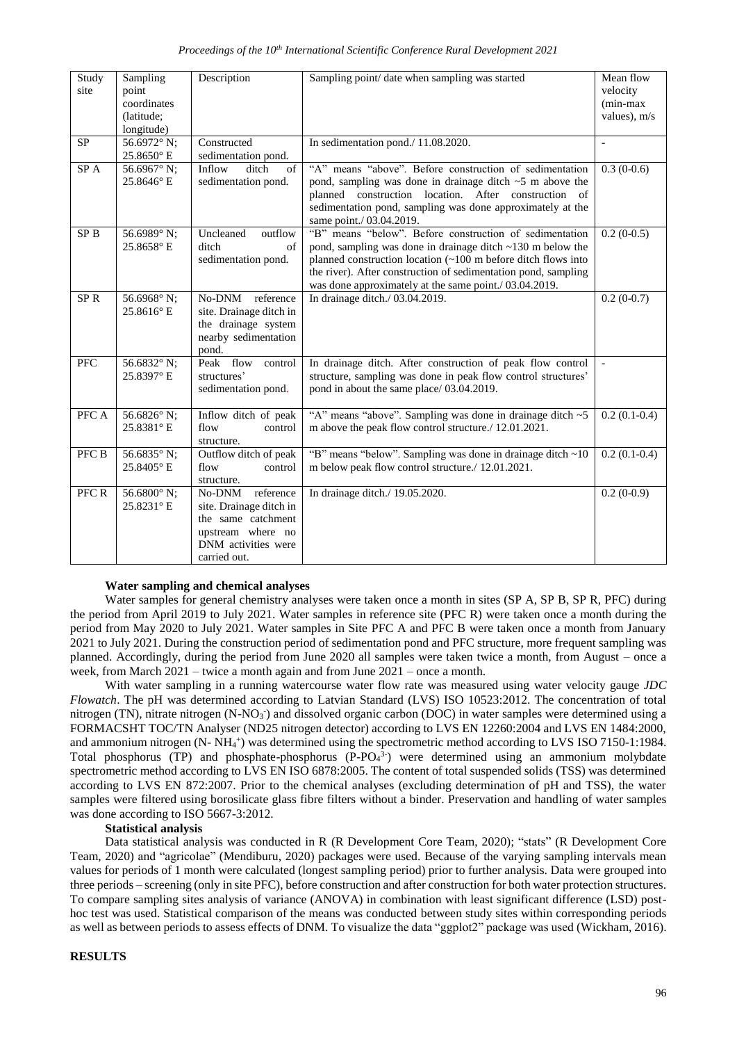| Study site | Sampling point coordinates (latitude; longitude) | Description | Sampling point/ date when sampling was started | Mean flow velocity (min-max values), m/s |
|---|---|---|---|---|
| SP | 56.6972° N; 25.8650° E | Constructed sedimentation pond. | In sedimentation pond./ 11.08.2020. | - |
| SP A | 56.6967° N; 25.8646° E | Inflow ditch of sedimentation pond. | "A" means "above". Before construction of sedimentation pond, sampling was done in drainage ditch ~5 m above the planned construction location. After construction of sedimentation pond, sampling was done approximately at the same point./ 03.04.2019. | 0.3 (0-0.6) |
| SP B | 56.6989° N; 25.8658° E | Uncleaned outflow ditch of sedimentation pond. | "B" means "below". Before construction of sedimentation pond, sampling was done in drainage ditch ~130 m below the planned construction location (~100 m before ditch flows into the river). After construction of sedimentation pond, sampling was done approximately at the same point./ 03.04.2019. | 0.2 (0-0.5) |
| SP R | 56.6968° N; 25.8616° E | No-DNM reference site. Drainage ditch in the drainage system nearby sedimentation pond. | In drainage ditch./ 03.04.2019. | 0.2 (0-0.7) |
| PFC | 56.6832° N; 25.8397° E | Peak flow control structures' sedimentation pond. | In drainage ditch. After construction of peak flow control structure, sampling was done in peak flow control structures' pond in about the same place/ 03.04.2019. | - |
| PFC A | 56.6826° N; 25.8381° E | Inflow ditch of peak flow control structure. | "A" means "above". Sampling was done in drainage ditch ~5 m above the peak flow control structure./ 12.01.2021. | 0.2 (0.1-0.4) |
| PFC B | 56.6835° N; 25.8405° E | Outflow ditch of peak flow control structure. | "B" means "below". Sampling was done in drainage ditch ~10 m below peak flow control structure./ 12.01.2021. | 0.2 (0.1-0.4) |
| PFC R | 56.6800° N; 25.8231° E | No-DNM reference site. Drainage ditch in the same catchment upstream where no DNM activities were carried out. | In drainage ditch./ 19.05.2020. | 0.2 (0-0.9) |

**Water sampling and chemical analyses**

Water samples for general chemistry analyses were taken once a month in sites (SP A, SP B, SP R, PFC) during the period from April 2019 to July 2021. Water samples in reference site (PFC R) were taken once a month during the period from May 2020 to July 2021. Water samples in Site PFC A and PFC B were taken once a month from January 2021 to July 2021. During the construction period of sedimentation pond and PFC structure, more frequent sampling was planned. Accordingly, during the period from June 2020 all samples were taken twice a month, from August – once a week, from March 2021 – twice a month again and from June 2021 – once a month.

With water sampling in a running watercourse water flow rate was measured using water velocity gauge *JDC Flowatch*. The pH was determined according to Latvian Standard (LVS) ISO 10523:2012. The concentration of total nitrogen (TN), nitrate nitrogen (N-$NO_3^-$) and dissolved organic carbon (DOC) in water samples were determined using a FORMACSHT TOC/TN Analyser (ND25 nitrogen detector) according to LVS EN 12260:2004 and LVS EN 1484:2000, and ammonium nitrogen (N- $NH_4^+$) was determined using the spectrometric method according to LVS ISO 7150-1:1984. Total phosphorus (TP) and phosphate-phosphorus (P-$PO_4^{3-}$) were determined using an ammonium molybdate spectrometric method according to LVS EN ISO 6878:2005. The content of total suspended solids (TSS) was determined according to LVS EN 872:2007. Prior to the chemical analyses (excluding determination of pH and TSS), the water samples were filtered using borosilicate glass fibre filters without a binder. Preservation and handling of water samples was done according to ISO 5667-3:2012.

**Statistical analysis**

Data statistical analysis was conducted in R (R Development Core Team, 2020); "stats" (R Development Core Team, 2020) and "agricolae" (Mendiburu, 2020) packages were used. Because of the varying sampling intervals mean values for periods of 1 month were calculated (longest sampling period) prior to further analysis. Data were grouped into three periods – screening (only in site PFC), before construction and after construction for both water protection structures. To compare sampling sites analysis of variance (ANOVA) in combination with least significant difference (LSD) post-hoc test was used. Statistical comparison of the means was conducted between study sites within corresponding periods as well as between periods to assess effects of DNM. To visualize the data "ggplot2" package was used (Wickham, 2016).

## RESULTS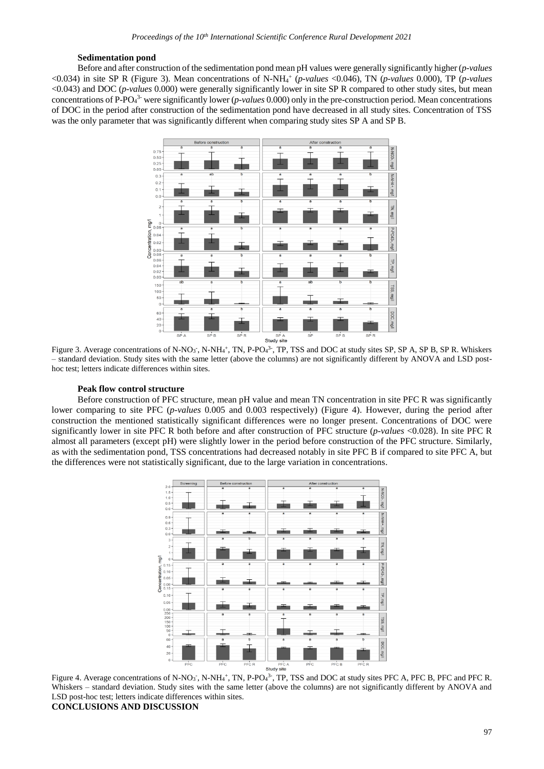### Sedimentation pond

Before and after construction of the sedimentation pond mean pH values were generally significantly higher (*p-values* <0.034) in site SP R (Figure 3). Mean concentrations of $N\text{-}NH_4^+$ (*p-values* <0.046), TN (*p-values* 0.000), TP (*p-values* <0.043) and DOC (*p-values* 0.000) were generally significantly lower in site SP R compared to other study sites, but mean concentrations of $P\text{-}PO_4^{3-}$ were significantly lower (*p-values* 0.000) only in the pre-construction period. Mean concentrations of DOC in the period after construction of the sedimentation pond have decreased in all study sites. Concentration of TSS was the only parameter that was significantly different when comparing study sites SP A and SP B.

Figure 3. Average concentrations of $N\text{-}NO_3^-$, $N\text{-}NH_4^+$, TN, $P\text{-}PO_4^{3-}$, TP, TSS and DOC at study sites SP, SP A, SP B, SP R. Whiskers – standard deviation. Study sites with the same letter (above the columns) are not significantly different by ANOVA and LSD post-hoc test; letters indicate differences within sites.

### Peak flow control structure

Before construction of PFC structure, mean pH value and mean TN concentration in site PFC R was significantly lower comparing to site PFC (*p-values* 0.005 and 0.003 respectively) (Figure 4). However, during the period after construction the mentioned statistically significant differences were no longer present. Concentrations of DOC were significantly lower in site PFC R both before and after construction of PFC structure (*p-values* <0.028). In site PFC R almost all parameters (except pH) were slightly lower in the period before construction of the PFC structure. Similarly, as with the sedimentation pond, TSS concentrations had decreased notably in site PFC B if compared to site PFC A, but the differences were not statistically significant, due to the large variation in concentrations.

Figure 4. Average concentrations of $N\text{-}NO_3^-$, $N\text{-}NH_4^+$, TN, $P\text{-}PO_4^{3-}$, TP, TSS and DOC at study sites PFC A, PFC B, PFC and PFC R. Whiskers – standard deviation. Study sites with the same letter (above the columns) are not significantly different by ANOVA and LSD post-hoc test; letters indicate differences within sites.

## CONCLUSIONS AND DISCUSSION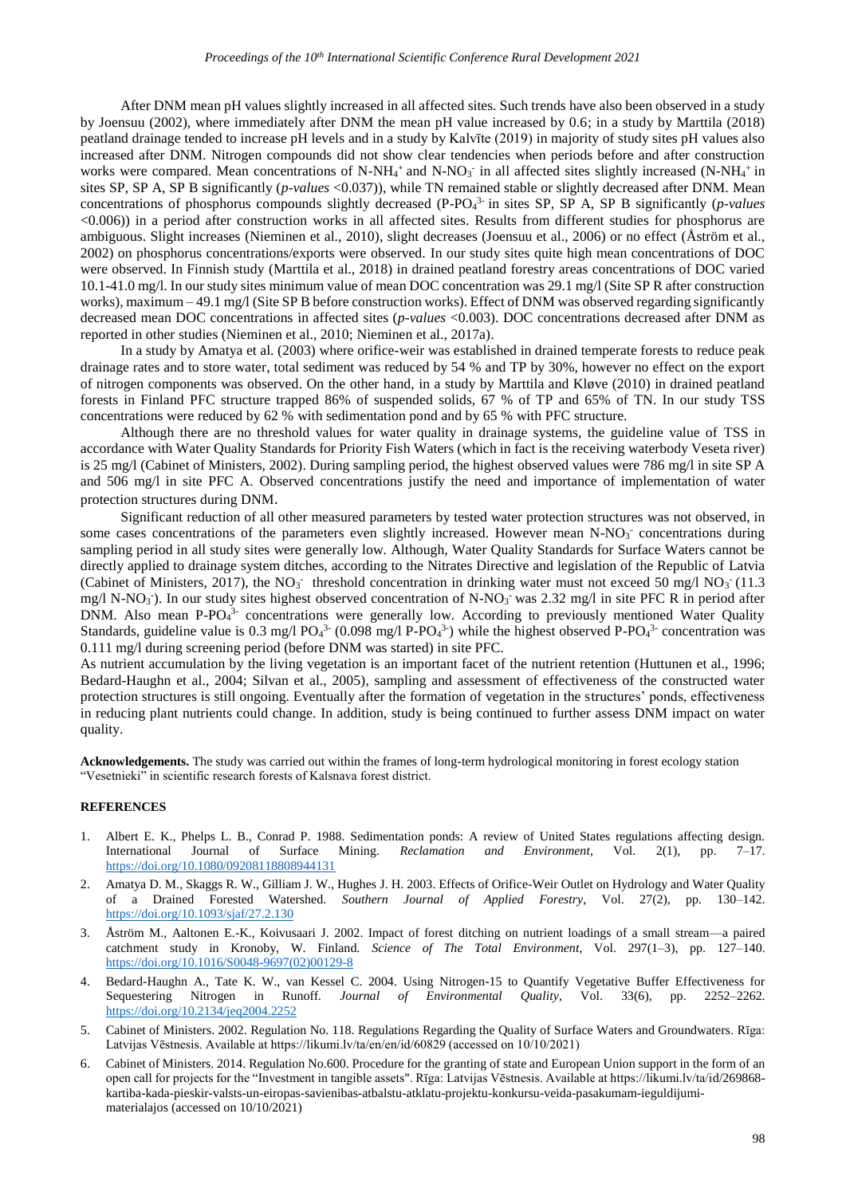After DNM mean pH values slightly increased in all affected sites. Such trends have also been observed in a study by Joensuu (2002), where immediately after DNM the mean pH value increased by 0.6; in a study by Marttila (2018) peatland drainage tended to increase pH levels and in a study by Kalvīte (2019) in majority of study sites pH values also increased after DNM. Nitrogen compounds did not show clear tendencies when periods before and after construction works were compared. Mean concentrations of N-$NH_4^+$ and N-$NO_3^-$ in all affected sites slightly increased (N-$NH_4^+$ in sites SP, SP A, SP B significantly (*p-values* <0.037)), while TN remained stable or slightly decreased after DNM. Mean concentrations of phosphorus compounds slightly decreased (P-$PO_4^{3-}$ in sites SP, SP A, SP B significantly (*p-values* <0.006)) in a period after construction works in all affected sites. Results from different studies for phosphorus are ambiguous. Slight increases (Nieminen et al., 2010), slight decreases (Joensuu et al., 2006) or no effect (Åström et al., 2002) on phosphorus concentrations/exports were observed. In our study sites quite high mean concentrations of DOC were observed. In Finnish study (Marttila et al., 2018) in drained peatland forestry areas concentrations of DOC varied 10.1-41.0 mg/l. In our study sites minimum value of mean DOC concentration was 29.1 mg/l (Site SP R after construction works), maximum – 49.1 mg/l (Site SP B before construction works). Effect of DNM was observed regarding significantly decreased mean DOC concentrations in affected sites (*p-values* <0.003). DOC concentrations decreased after DNM as reported in other studies (Nieminen et al., 2010; Nieminen et al., 2017a).

In a study by Amatya et al. (2003) where orifice-weir was established in drained temperate forests to reduce peak drainage rates and to store water, total sediment was reduced by 54 % and TP by 30%, however no effect on the export of nitrogen components was observed. On the other hand, in a study by Marttila and Kløve (2010) in drained peatland forests in Finland PFC structure trapped 86% of suspended solids, 67 % of TP and 65% of TN. In our study TSS concentrations were reduced by 62 % with sedimentation pond and by 65 % with PFC structure.

Although there are no threshold values for water quality in drainage systems, the guideline value of TSS in accordance with Water Quality Standards for Priority Fish Waters (which in fact is the receiving waterbody Veseta river) is 25 mg/l (Cabinet of Ministers, 2002). During sampling period, the highest observed values were 786 mg/l in site SP A and 506 mg/l in site PFC A. Observed concentrations justify the need and importance of implementation of water protection structures during DNM.

Significant reduction of all other measured parameters by tested water protection structures was not observed, in some cases concentrations of the parameters even slightly increased. However mean N-$NO_3^-$ concentrations during sampling period in all study sites were generally low. Although, Water Quality Standards for Surface Waters cannot be directly applied to drainage system ditches, according to the Nitrates Directive and legislation of the Republic of Latvia (Cabinet of Ministers, 2017), the $NO_3^-$ threshold concentration in drinking water must not exceed 50 mg/l $NO_3^-$ (11.3 mg/l N-$NO_3^-$). In our study sites highest observed concentration of N-$NO_3^-$ was 2.32 mg/l in site PFC R in period after DNM. Also mean P-$PO_4^{3-}$ concentrations were generally low. According to previously mentioned Water Quality Standards, guideline value is 0.3 mg/l $PO_4^{3-}$ (0.098 mg/l P-$PO_4^{3-}$) while the highest observed P-$PO_4^{3-}$ concentration was 0.111 mg/l during screening period (before DNM was started) in site PFC.

As nutrient accumulation by the living vegetation is an important facet of the nutrient retention (Huttunen et al., 1996; Bedard-Haughn et al., 2004; Silvan et al., 2005), sampling and assessment of effectiveness of the constructed water protection structures is still ongoing. Eventually after the formation of vegetation in the structures' ponds, effectiveness in reducing plant nutrients could change. In addition, study is being continued to further assess DNM impact on water quality.

**Acknowledgements.** The study was carried out within the frames of long-term hydrological monitoring in forest ecology station "Vesetnieki" in scientific research forests of Kalsnava forest district.

## REFERENCES

1. Albert E. K., Phelps L. B., Conrad P. 1988. Sedimentation ponds: A review of United States regulations affecting design. International Journal of Surface Mining. *Reclamation and Environment*, Vol. 2(1), pp. 7–17. https://doi.org/10.1080/09208118808944131
2. Amatya D. M., Skaggs R. W., Gilliam J. W., Hughes J. H. 2003. Effects of Orifice-Weir Outlet on Hydrology and Water Quality of a Drained Forested Watershed. *Southern Journal of Applied Forestry*, Vol. 27(2), pp. 130–142. https://doi.org/10.1093/sjaf/27.2.130
3. Åström M., Aaltonen E.-K., Koivusaari J. 2002. Impact of forest ditching on nutrient loadings of a small stream—a paired catchment study in Kronoby, W. Finland. *Science of The Total Environment*, Vol. 297(1–3), pp. 127–140. https://doi.org/10.1016/S0048-9697(02)00129-8
4. Bedard-Haughn A., Tate K. W., van Kessel C. 2004. Using Nitrogen-15 to Quantify Vegetative Buffer Effectiveness for Sequestering Nitrogen in Runoff. *Journal of Environmental Quality*, Vol. 33(6), pp. 2252–2262. https://doi.org/10.2134/jeq2004.2252
5. Cabinet of Ministers. 2002. Regulation No. 118. Regulations Regarding the Quality of Surface Waters and Groundwaters. Rīga: Latvijas Vēstnesis. Available at https://likumi.lv/ta/en/en/id/60829 (accessed on 10/10/2021)
6. Cabinet of Ministers. 2014. Regulation No.600. Procedure for the granting of state and European Union support in the form of an open call for projects for the "Investment in tangible assets". Rīga: Latvijas Vēstnesis. Available at https://likumi.lv/ta/id/269868-kartiba-kada-pieskir-valsts-un-eiropas-savienibas-atbalstu-atklatu-projektu-konkursu-veida-pasakumam-ieguldijumi-materialajos (accessed on 10/10/2021)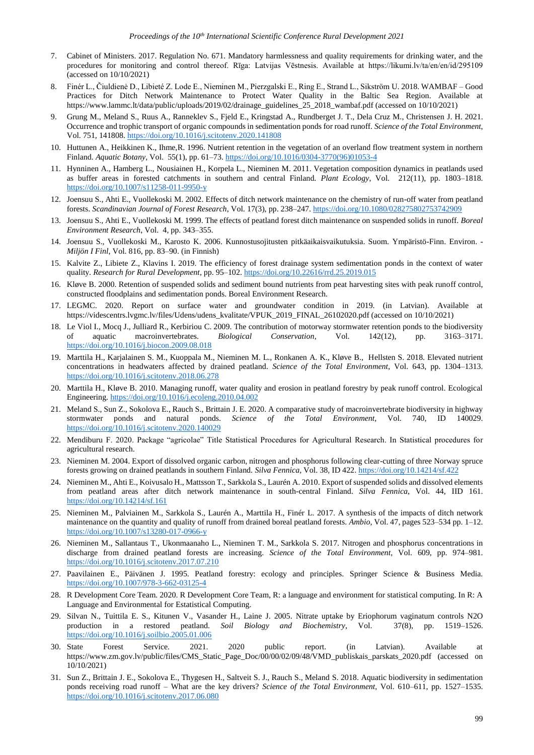7. Cabinet of Ministers. 2017. Regulation No. 671. Mandatory harmlessness and quality requirements for drinking water, and the procedures for monitoring and control thereof. Rīga: Latvijas Vēstnesis. Available at https://likumi.lv/ta/en/en/id/295109 (accessed on 10/10/2021)
8. Finér L., Čiuldienė D., Libieté Z. Lode E., Nieminen M., Pierzgalski E., Ring E., Strand L., Sikström U. 2018. WAMBAF – Good Practices for Ditch Network Maintenance to Protect Water Quality in the Baltic Sea Region. Available at https://www.lammc.lt/data/public/uploads/2019/02/drainage_guidelines_25_2018_wambaf.pdf (accessed on 10/10/2021)
9. Grung M., Meland S., Ruus A., Ranneklev S., Fjeld E., Kringstad A., Rundberget J. T., Dela Cruz M., Christensen J. H. 2021. Occurrence and trophic transport of organic compounds in sedimentation ponds for road runoff. *Science of the Total Environment*, Vol. 751, 141808. https://doi.org/10.1016/j.scitotenv.2020.141808
10. Huttunen A., Heikkinen K., Ihme,R. 1996. Nutrient retention in the vegetation of an overland flow treatment system in northern Finland. *Aquatic Botany*, Vol. 55(1), pp. 61–73. https://doi.org/10.1016/0304-3770(96)01053-4
11. Hynninen A., Hamberg L., Nousiainen H., Korpela L., Nieminen M. 2011. Vegetation composition dynamics in peatlands used as buffer areas in forested catchments in southern and central Finland. *Plant Ecology*, Vol. 212(11), pp. 1803–1818. https://doi.org/10.1007/s11258-011-9950-y
12. Joensuu S., Ahti E., Vuollekoski M. 2002. Effects of ditch network maintenance on the chemistry of run-off water from peatland forests. *Scandinavian Journal of Forest Research*, Vol. 17(3), pp. 238–247. https://doi.org/10.1080/028275802753742909
13. Joensuu S., Ahti E., Vuollekoski M. 1999. The effects of peatland forest ditch maintenance on suspended solids in runoff. *Boreal Environment Research*, Vol. 4, pp. 343–355.
14. Joensuu S., Vuollekoski M., Karosto K. 2006. Kunnostusojitusten pitkäaikaisvaikutuksia. Suom. Ympäristö-Finn. Environ. - *Miljön I Finl*, Vol. 816, pp. 83–90. (in Finnish)
15. Kalvite Z., Libiete Z., Klavins I. 2019. The efficiency of forest drainage system sedimentation ponds in the context of water quality. *Research for Rural Development*, pp. 95–102. https://doi.org/10.22616/rrd.25.2019.015
16. Kløve B. 2000. Retention of suspended solids and sediment bound nutrients from peat harvesting sites with peak runoff control, constructed floodplains and sedimentation ponds. Boreal Environment Research.
17. LEGMC. 2020. Report on surface water and groundwater condition in 2019. (in Latvian). Available at https://videscentrs.lvgmc.lv/files/Udens/udens_kvalitate/VPUK_2019_FINAL_26102020.pdf (accessed on 10/10/2021)
18. Le Viol I., Mocq J., Julliard R., Kerbiriou C. 2009. The contribution of motorway stormwater retention ponds to the biodiversity of aquatic macroinvertebrates. *Biological Conservation*, Vol. 142(12), pp. 3163–3171. https://doi.org/10.1016/j.biocon.2009.08.018
19. Marttila H., Karjalainen S. M., Kuoppala M., Nieminen M. L., Ronkanen A. K., Kløve B., Hellsten S. 2018. Elevated nutrient concentrations in headwaters affected by drained peatland. *Science of the Total Environment*, Vol. 643, pp. 1304–1313. https://doi.org/10.1016/j.scitotenv.2018.06.278
20. Marttila H., Kløve B. 2010. Managing runoff, water quality and erosion in peatland forestry by peak runoff control. Ecological Engineering. https://doi.org/10.1016/j.ecoleng.2010.04.002
21. Meland S., Sun Z., Sokolova E., Rauch S., Brittain J. E. 2020. A comparative study of macroinvertebrate biodiversity in highway stormwater ponds and natural ponds. *Science of the Total Environment*, Vol. 740, ID 140029. https://doi.org/10.1016/j.scitotenv.2020.140029
22. Mendiburu F. 2020. Package "agricolae" Title Statistical Procedures for Agricultural Research. In Statistical procedures for agricultural research.
23. Nieminen M. 2004. Export of dissolved organic carbon, nitrogen and phosphorus following clear-cutting of three Norway spruce forests growing on drained peatlands in southern Finland. *Silva Fennica*, Vol. 38, ID 422. https://doi.org/10.14214/sf.422
24. Nieminen M., Ahti E., Koivusalo H., Mattsson T., Sarkkola S., Laurén A. 2010. Export of suspended solids and dissolved elements from peatland areas after ditch network maintenance in south-central Finland. *Silva Fennica*, Vol. 44, IID 161. https://doi.org/10.14214/sf.161
25. Nieminen M., Palviainen M., Sarkkola S., Laurén A., Marttila H., Finér L. 2017. A synthesis of the impacts of ditch network maintenance on the quantity and quality of runoff from drained boreal peatland forests. *Ambio*, Vol. 47, pages 523–534 pp. 1–12. https://doi.org/10.1007/s13280-017-0966-y
26. Nieminen M., Sallantaus T., Ukonmaanaho L., Nieminen T. M., Sarkkola S. 2017. Nitrogen and phosphorus concentrations in discharge from drained peatland forests are increasing. *Science of the Total Environment*, Vol. 609, pp. 974–981. https://doi.org/10.1016/j.scitotenv.2017.07.210
27. Paavilainen E., Päivänen J. 1995. Peatland forestry: ecology and principles. Springer Science & Business Media. https://doi.org/10.1007/978-3-662-03125-4
28. R Development Core Team. 2020. R Development Core Team, R: a language and environment for statistical computing. In R: A Language and Environmental for Estatistical Computing.
29. Silvan N., Tuittila E. S., Kitunen V., Vasander H., Laine J. 2005. Nitrate uptake by Eriophorum vaginatum controls N2O production in a restored peatland. *Soil Biology and Biochemistry*, Vol. 37(8), pp. 1519–1526. https://doi.org/10.1016/j.soilbio.2005.01.006
30. State Forest Service. 2021. 2020 public report. (in Latvian). Available at https://www.zm.gov.lv/public/files/CMS_Static_Page_Doc/00/00/02/09/48/VMD_publiskais_parskats_2020.pdf (accessed on 10/10/2021)
31. Sun Z., Brittain J. E., Sokolova E., Thygesen H., Saltveit S. J., Rauch S., Meland S. 2018. Aquatic biodiversity in sedimentation ponds receiving road runoff – What are the key drivers? *Science of the Total Environment*, Vol. 610–611, pp. 1527–1535. https://doi.org/10.1016/j.scitotenv.2017.06.080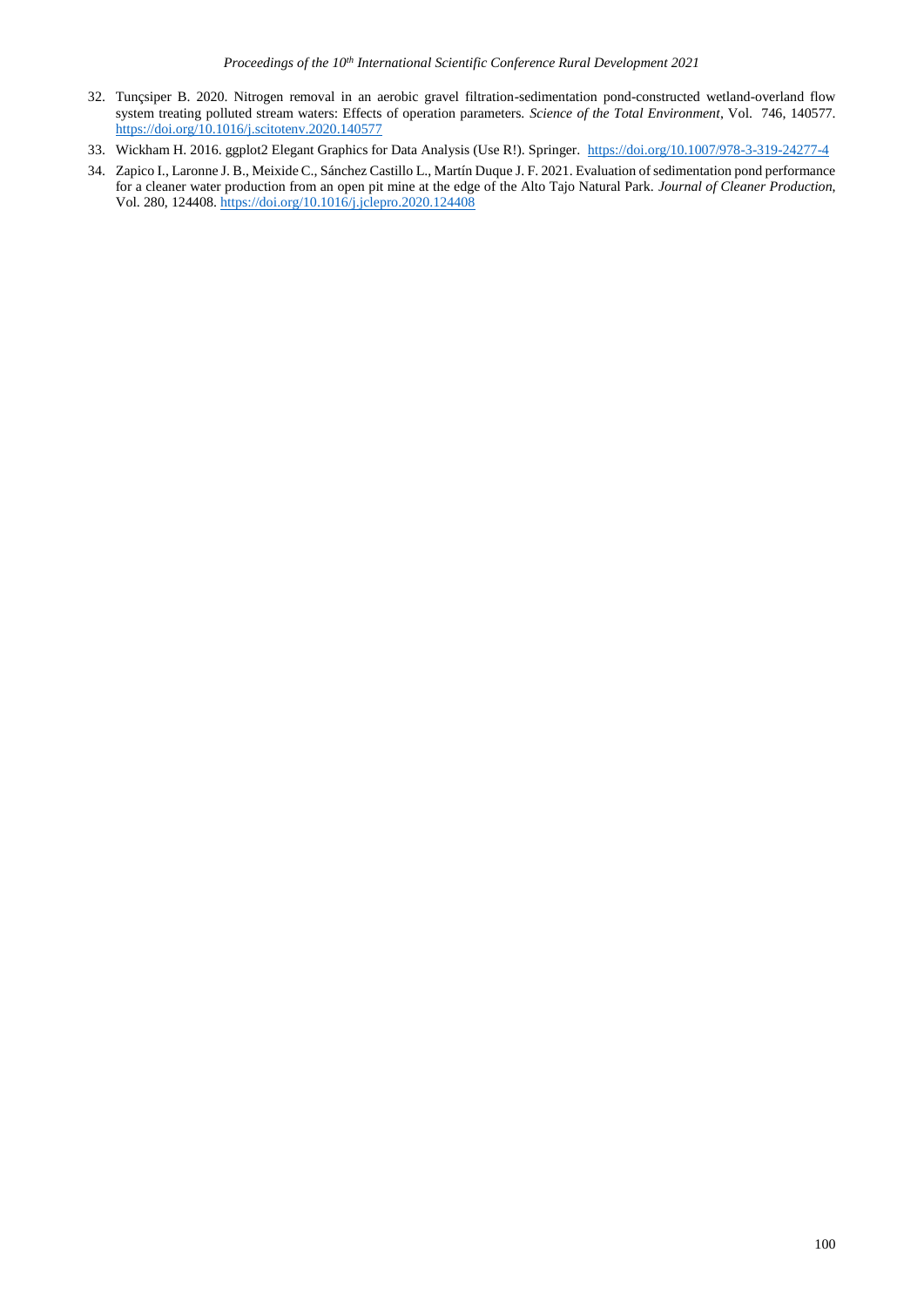32. Tunçsiper B. 2020. Nitrogen removal in an aerobic gravel filtration-sedimentation pond-constructed wetland-overland flow system treating polluted stream waters: Effects of operation parameters. *Science of the Total Environment*, Vol. 746, 140577. https://doi.org/10.1016/j.scitotenv.2020.140577
33. Wickham H. 2016. ggplot2 Elegant Graphics for Data Analysis (Use R!). Springer. https://doi.org/10.1007/978-3-319-24277-4
34. Zapico I., Laronne J. B., Meixide C., Sánchez Castillo L., Martín Duque J. F. 2021. Evaluation of sedimentation pond performance for a cleaner water production from an open pit mine at the edge of the Alto Tajo Natural Park. *Journal of Cleaner Production*, Vol. 280, 124408. https://doi.org/10.1016/j.jclepro.2020.124408